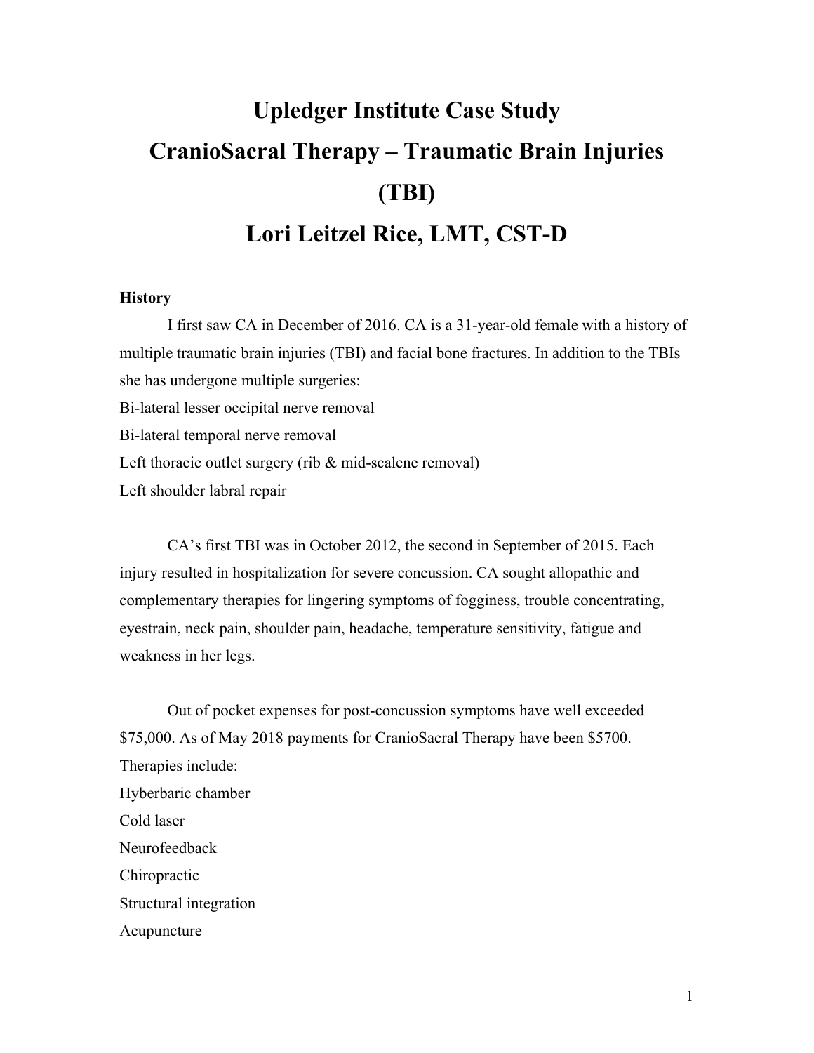# Upledger Institute Case Study
# CranioSacral Therapy – Traumatic Brain Injuries (TBI)
# Lori Leitzel Rice, LMT, CST-D

**History**

I first saw CA in December of 2016. CA is a 31-year-old female with a history of multiple traumatic brain injuries (TBI) and facial bone fractures. In addition to the TBIs she has undergone multiple surgeries:

Bi-lateral lesser occipital nerve removal
Bi-lateral temporal nerve removal
Left thoracic outlet surgery (rib & mid-scalene removal)
Left shoulder labral repair

CA's first TBI was in October 2012, the second in September of 2015. Each injury resulted in hospitalization for severe concussion. CA sought allopathic and complementary therapies for lingering symptoms of fogginess, trouble concentrating, eyestrain, neck pain, shoulder pain, headache, temperature sensitivity, fatigue and weakness in her legs.

Out of pocket expenses for post-concussion symptoms have well exceeded $75,000. As of May 2018 payments for CranioSacral Therapy have been $5700. Therapies include:

Hyberbaric chamber
Cold laser
Neurofeedback
Chiropractic
Structural integration
Acupuncture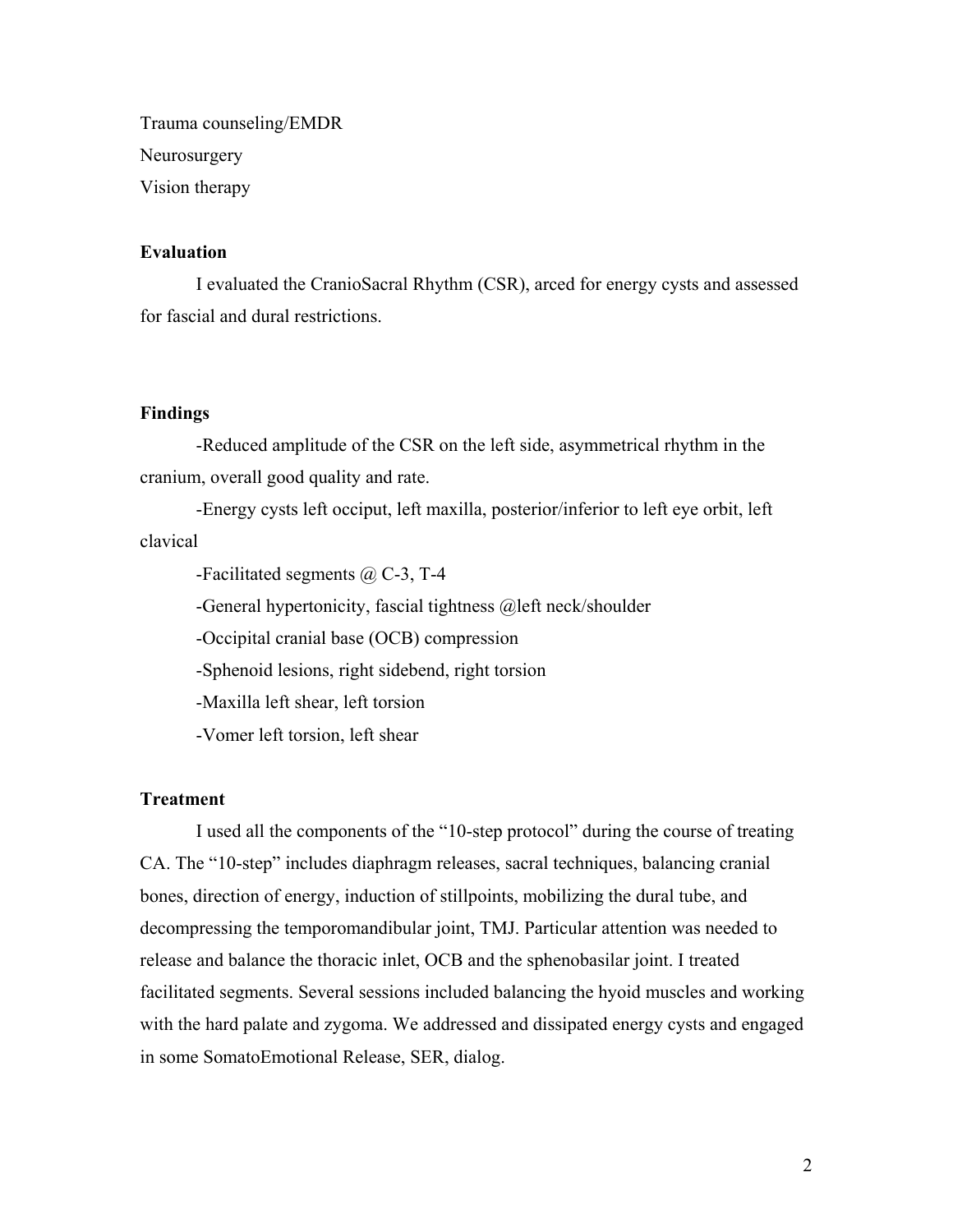Trauma counseling/EMDR

Neurosurgery

Vision therapy

**Evaluation**

I evaluated the CranioSacral Rhythm (CSR), arced for energy cysts and assessed for fascial and dural restrictions.

**Findings**

-Reduced amplitude of the CSR on the left side, asymmetrical rhythm in the cranium, overall good quality and rate.

-Energy cysts left occiput, left maxilla, posterior/inferior to left eye orbit, left clavical

-Facilitated segments @ C-3, T-4

-General hypertonicity, fascial tightness @left neck/shoulder

-Occipital cranial base (OCB) compression

-Sphenoid lesions, right sidebend, right torsion

-Maxilla left shear, left torsion

-Vomer left torsion, left shear

**Treatment**

I used all the components of the "10-step protocol" during the course of treating CA. The "10-step" includes diaphragm releases, sacral techniques, balancing cranial bones, direction of energy, induction of stillpoints, mobilizing the dural tube, and decompressing the temporomandibular joint, TMJ. Particular attention was needed to release and balance the thoracic inlet, OCB and the sphenobasilar joint. I treated facilitated segments. Several sessions included balancing the hyoid muscles and working with the hard palate and zygoma. We addressed and dissipated energy cysts and engaged in some SomatoEmotional Release, SER, dialog.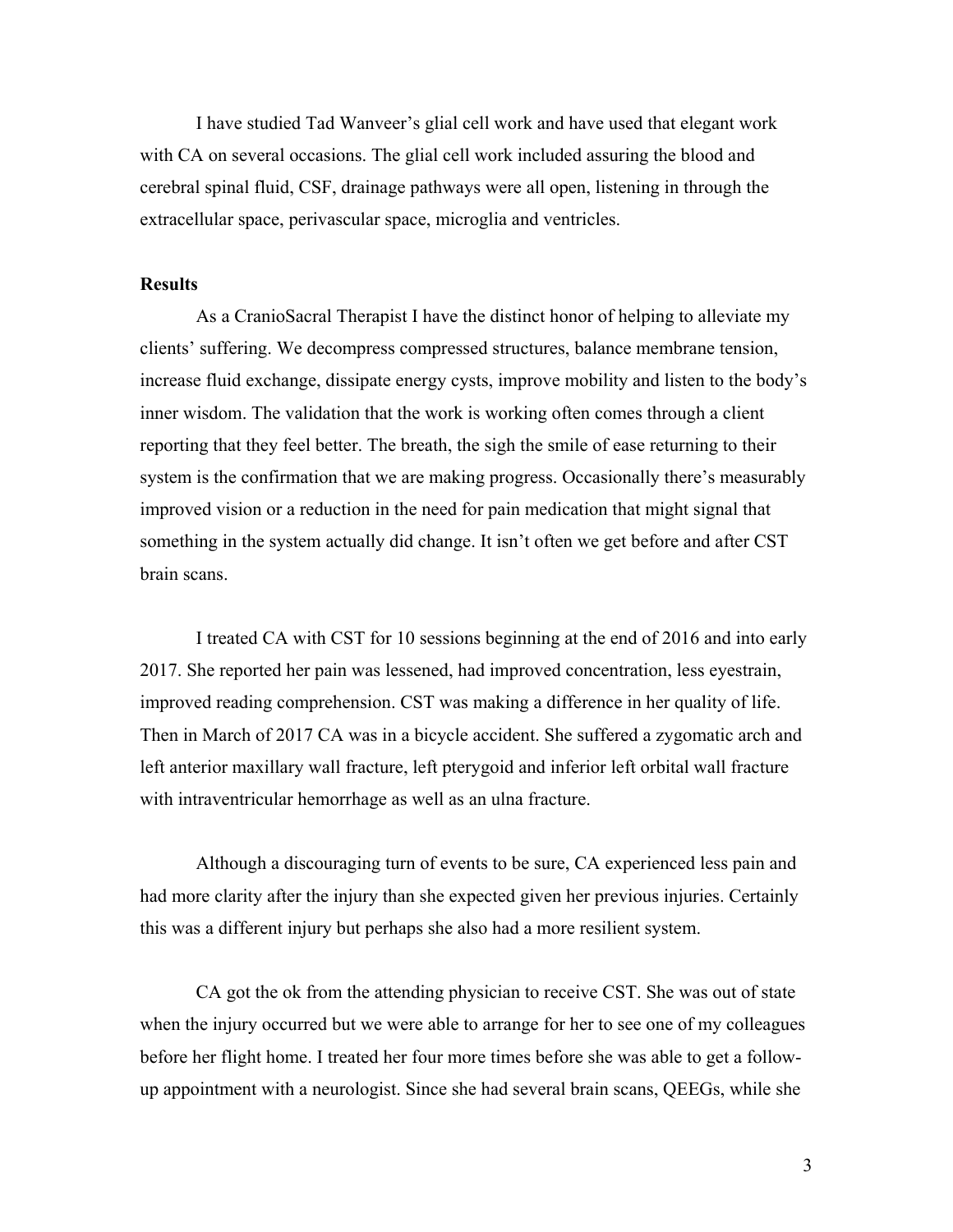I have studied Tad Wanveer's glial cell work and have used that elegant work with CA on several occasions. The glial cell work included assuring the blood and cerebral spinal fluid, CSF, drainage pathways were all open, listening in through the extracellular space, perivascular space, microglia and ventricles.

## Results

As a CranioSacral Therapist I have the distinct honor of helping to alleviate my clients' suffering. We decompress compressed structures, balance membrane tension, increase fluid exchange, dissipate energy cysts, improve mobility and listen to the body's inner wisdom. The validation that the work is working often comes through a client reporting that they feel better. The breath, the sigh the smile of ease returning to their system is the confirmation that we are making progress. Occasionally there's measurably improved vision or a reduction in the need for pain medication that might signal that something in the system actually did change. It isn't often we get before and after CST brain scans.

I treated CA with CST for 10 sessions beginning at the end of 2016 and into early 2017. She reported her pain was lessened, had improved concentration, less eyestrain, improved reading comprehension. CST was making a difference in her quality of life. Then in March of 2017 CA was in a bicycle accident. She suffered a zygomatic arch and left anterior maxillary wall fracture, left pterygoid and inferior left orbital wall fracture with intraventricular hemorrhage as well as an ulna fracture.

Although a discouraging turn of events to be sure, CA experienced less pain and had more clarity after the injury than she expected given her previous injuries. Certainly this was a different injury but perhaps she also had a more resilient system.

CA got the ok from the attending physician to receive CST. She was out of state when the injury occurred but we were able to arrange for her to see one of my colleagues before her flight home. I treated her four more times before she was able to get a follow-up appointment with a neurologist. Since she had several brain scans, QEEGs, while she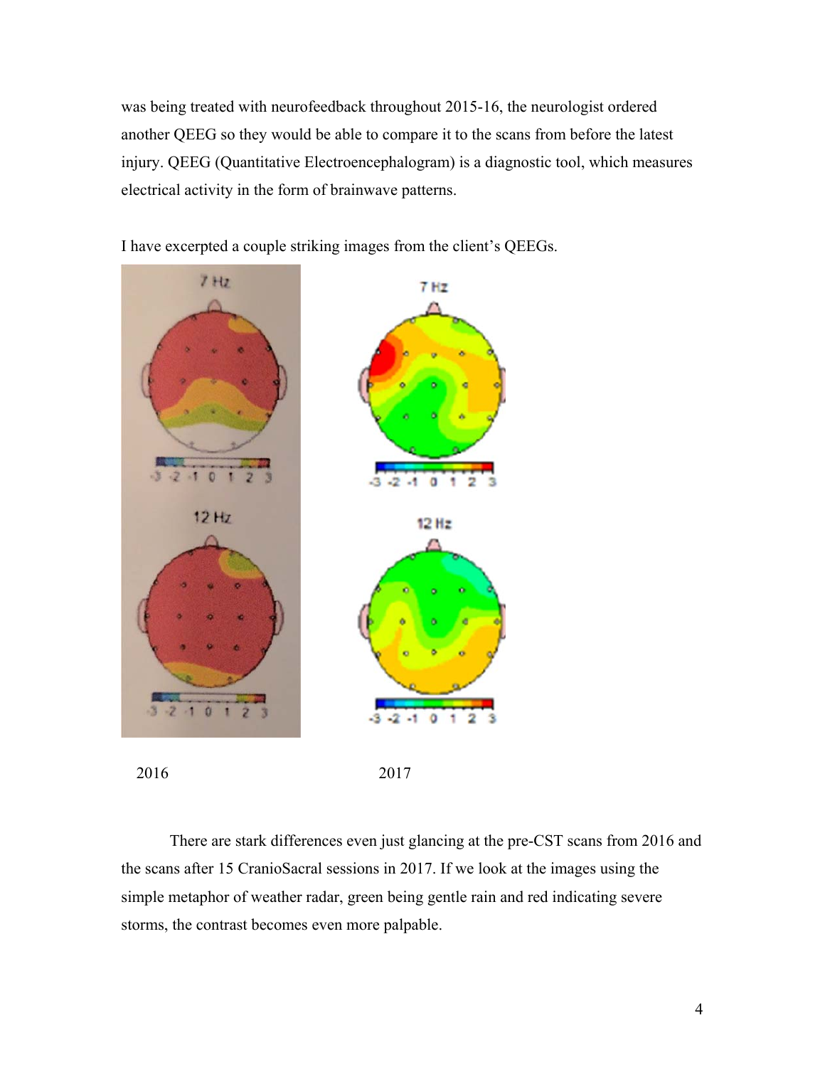was being treated with neurofeedback throughout 2015-16, the neurologist ordered another QEEG so they would be able to compare it to the scans from before the latest injury. QEEG (Quantitative Electroencephalogram) is a diagnostic tool, which measures electrical activity in the form of brainwave patterns.

I have excerpted a couple striking images from the client's QEEGs.

2016 2017

There are stark differences even just glancing at the pre-CST scans from 2016 and the scans after 15 CranioSacral sessions in 2017. If we look at the images using the simple metaphor of weather radar, green being gentle rain and red indicating severe storms, the contrast becomes even more palpable.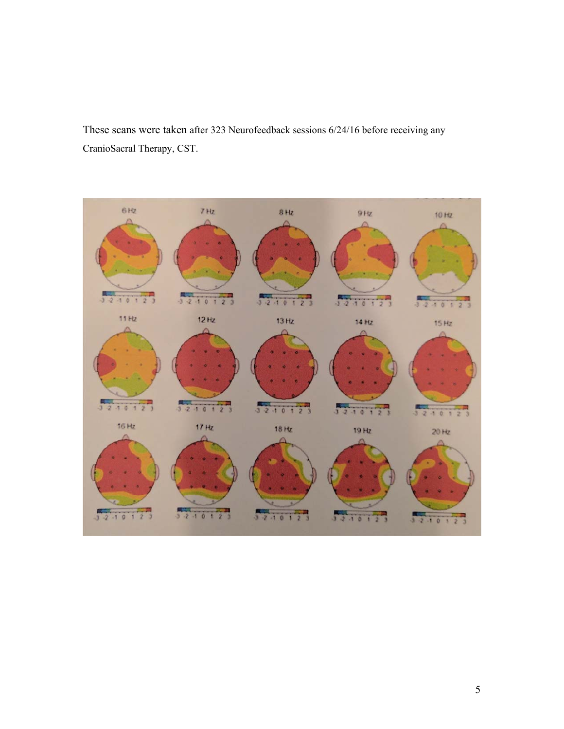These scans were taken after 323 Neurofeedback sessions 6/24/16 before receiving any CranioSacral Therapy, CST.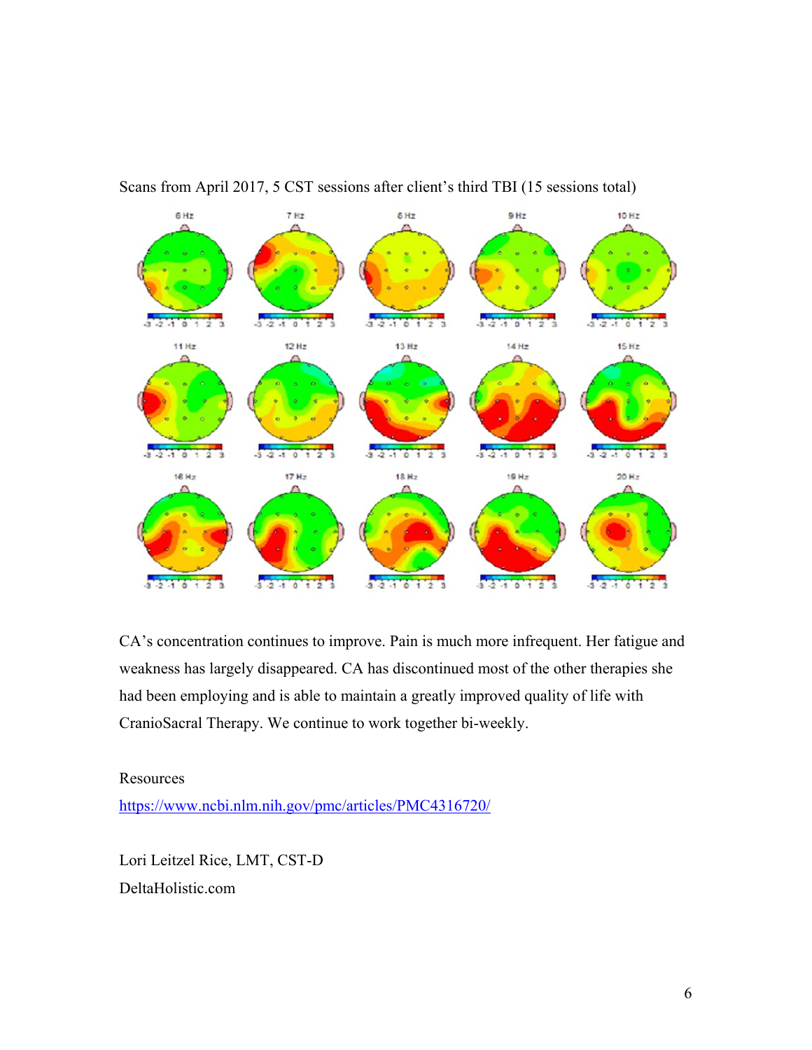Scans from April 2017, 5 CST sessions after client's third TBI (15 sessions total)

6 Hz
7 Hz
8 Hz
9 Hz
10 Hz
11 Hz
12 Hz
13 Hz
14 Hz
15 Hz
16 Hz
17 Hz
18 Hz
19 Hz
20 Hz

-3 -2 -1 0 1 2 3

CA's concentration continues to improve. Pain is much more infrequent. Her fatigue and weakness has largely disappeared. CA has discontinued most of the other therapies she had been employing and is able to maintain a greatly improved quality of life with CranioSacral Therapy. We continue to work together bi-weekly.

Resources

https://www.ncbi.nlm.nih.gov/pmc/articles/PMC4316720/

Lori Leitzel Rice, LMT, CST-D
DeltaHolistic.com